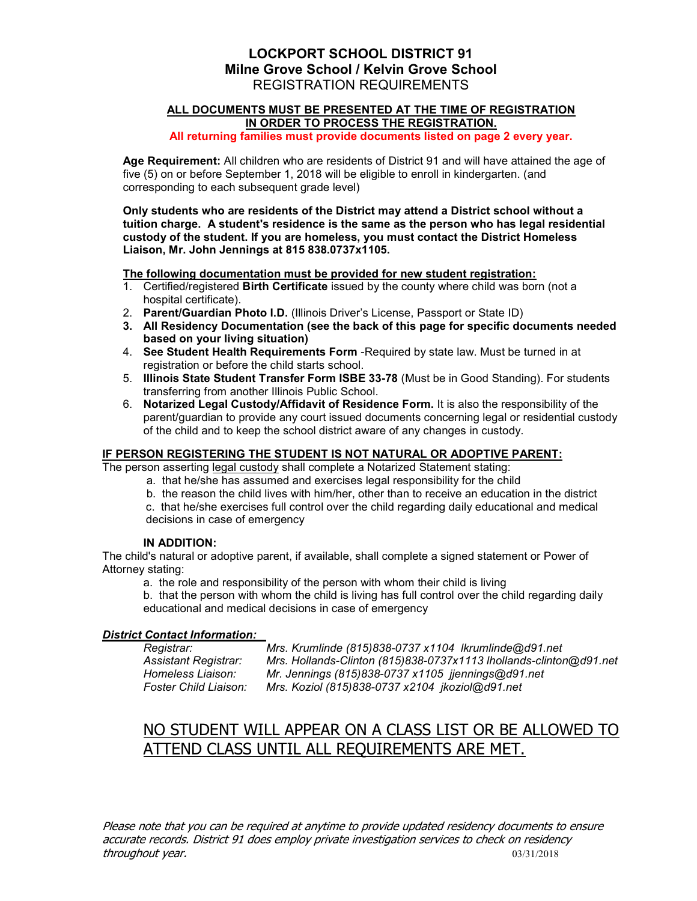# LOCKPORT SCHOOL DISTRICT 91
## Milne Grove School / Kelvin Grove School
REGISTRATION REQUIREMENTS

**ALL DOCUMENTS MUST BE PRESENTED AT THE TIME OF REGISTRATION IN ORDER TO PROCESS THE REGISTRATION.**

**All returning families must provide documents listed on page 2 every year.**

**Age Requirement:** All children who are residents of District 91 and will have attained the age of five (5) on or before September 1, 2018 will be eligible to enroll in kindergarten. (and corresponding to each subsequent grade level)

**Only students who are residents of the District may attend a District school without a tuition charge. A student's residence is the same as the person who has legal residential custody of the student. If you are homeless, you must contact the District Homeless Liaison, Mr. John Jennings at 815 838.0737x1105.**

**The following documentation must be provided for new student registration:**

1. Certified/registered **Birth Certificate** issued by the county where child was born (not a hospital certificate).
2. **Parent/Guardian Photo I.D.** (Illinois Driver's License, Passport or State ID)
3. **All Residency Documentation (see the back of this page for specific documents needed based on your living situation)**
4. **See Student Health Requirements Form** -Required by state law. Must be turned in at registration or before the child starts school.
5. **Illinois State Student Transfer Form ISBE 33-78** (Must be in Good Standing). For students transferring from another Illinois Public School.
6. **Notarized Legal Custody/Affidavit of Residence Form.** It is also the responsibility of the parent/guardian to provide any court issued documents concerning legal or residential custody of the child and to keep the school district aware of any changes in custody.

**IF PERSON REGISTERING THE STUDENT IS NOT NATURAL OR ADOPTIVE PARENT:**

The person asserting legal custody shall complete a Notarized Statement stating:

a. that he/she has assumed and exercises legal responsibility for the child
b. the reason the child lives with him/her, other than to receive an education in the district
c. that he/she exercises full control over the child regarding daily educational and medical decisions in case of emergency

**IN ADDITION:**

The child's natural or adoptive parent, if available, shall complete a signed statement or Power of Attorney stating:

a. the role and responsibility of the person with whom their child is living
b. that the person with whom the child is living has full control over the child regarding daily educational and medical decisions in case of emergency

***District Contact Information:***

| | |
|---|---|
| *Registrar:* | *Mrs. Krumlinde (815)838-0737 x1104 lkrumlinde@d91.net* |
| *Assistant Registrar:* | *Mrs. Hollands-Clinton (815)838-0737x1113 lhollands-clinton@d91.net* |
| *Homeless Liaison:* | *Mr. Jennings (815)838-0737 x1105 jjennings@d91.net* |
| *Foster Child Liaison:* | *Mrs. Koziol (815)838-0737 x2104 jkoziol@d91.net* |

NO STUDENT WILL APPEAR ON A CLASS LIST OR BE ALLOWED TO ATTEND CLASS UNTIL ALL REQUIREMENTS ARE MET.

*Please note that you can be required at anytime to provide updated residency documents to ensure accurate records. District 91 does employ private investigation services to check on residency throughout year.*

03/31/2018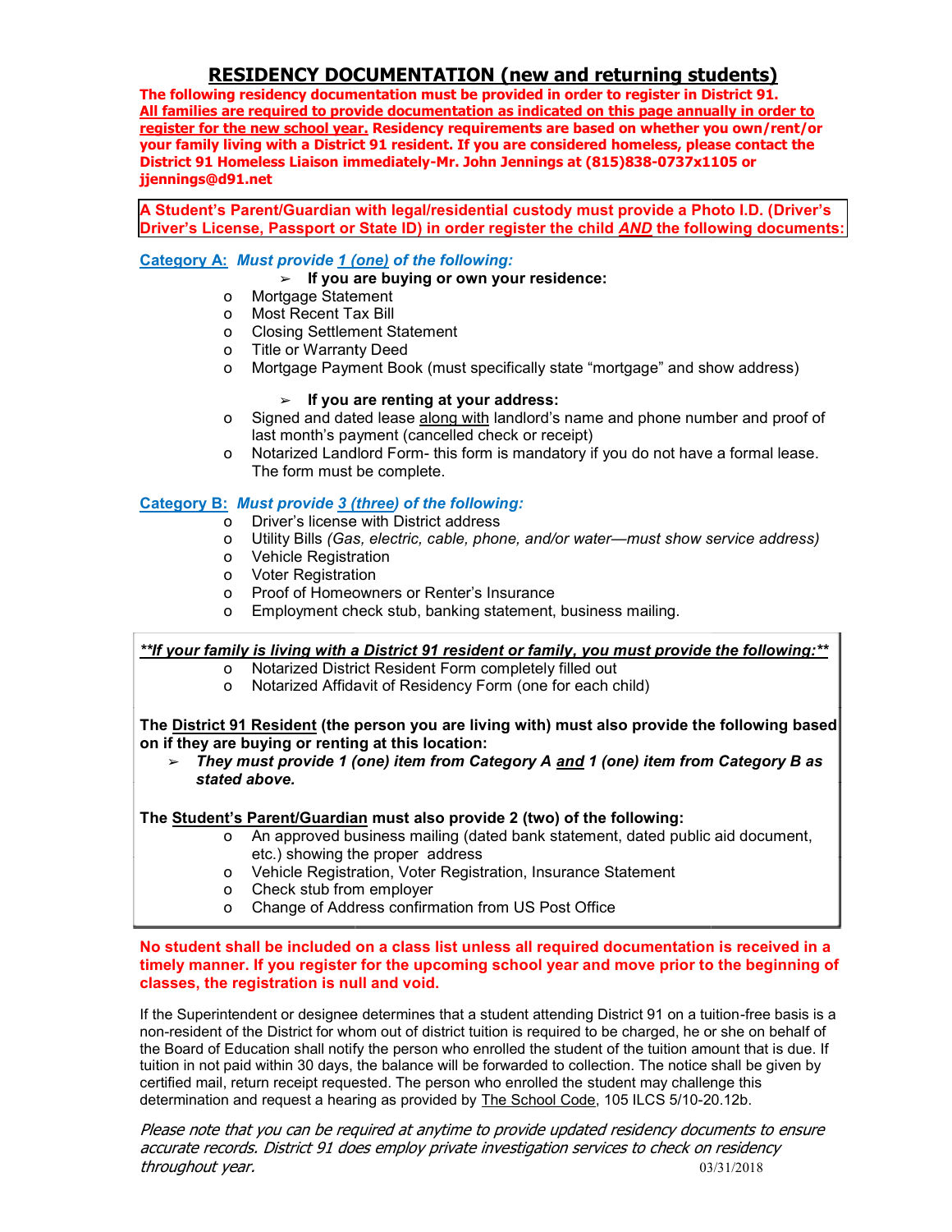# RESIDENCY DOCUMENTATION (new and returning students)

**The following residency documentation must be provided in order to register in District 91.**
**All families are required to provide documentation as indicated on this page annually in order to register for the new school year. Residency requirements are based on whether you own/rent/or your family living with a District 91 resident. If you are considered homeless, please contact the District 91 Homeless Liaison immediately-Mr. John Jennings at (815)838-0737x1105 or jjennings@d91.net**

**A Student's Parent/Guardian with legal/residential custody must provide a Photo I.D. (Driver's Driver's License, Passport or State ID) in order register the child *AND* the following documents:**

**Category A:** ***Must provide 1 (one) of the following:***

- **If you are buying or own your residence:**
  - Mortgage Statement
  - Most Recent Tax Bill
  - Closing Settlement Statement
  - Title or Warranty Deed
  - Mortgage Payment Book (must specifically state "mortgage" and show address)

- **If you are renting at your address:**
  - Signed and dated lease along with landlord's name and phone number and proof of last month's payment (cancelled check or receipt)
  - Notarized Landlord Form- this form is mandatory if you do not have a formal lease. The form must be complete.

**Category B:** ***Must provide 3 (three) of the following:***

- Driver's license with District address
- Utility Bills *(Gas, electric, cable, phone, and/or water—must show service address)*
- Vehicle Registration
- Voter Registration
- Proof of Homeowners or Renter's Insurance
- Employment check stub, banking statement, business mailing.

***\*\*If your family is living with a District 91 resident or family, you must provide the following:\*\****

- Notarized District Resident Form completely filled out
- Notarized Affidavit of Residency Form (one for each child)

**The District 91 Resident (the person you are living with) must also provide the following based on if they are buying or renting at this location:**

- ***They must provide 1 (one) item from Category A and 1 (one) item from Category B as stated above.***

**The Student's Parent/Guardian must also provide 2 (two) of the following:**

- An approved business mailing (dated bank statement, dated public aid document, etc.) showing the proper address
- Vehicle Registration, Voter Registration, Insurance Statement
- Check stub from employer
- Change of Address confirmation from US Post Office

**No student shall be included on a class list unless all required documentation is received in a timely manner. If you register for the upcoming school year and move prior to the beginning of classes, the registration is null and void.**

If the Superintendent or designee determines that a student attending District 91 on a tuition-free basis is a non-resident of the District for whom out of district tuition is required to be charged, he or she on behalf of the Board of Education shall notify the person who enrolled the student of the tuition amount that is due. If tuition in not paid within 30 days, the balance will be forwarded to collection. The notice shall be given by certified mail, return receipt requested. The person who enrolled the student may challenge this determination and request a hearing as provided by The School Code, 105 ILCS 5/10-20.12b.

*Please note that you can be required at anytime to provide updated residency documents to ensure accurate records. District 91 does employ private investigation services to check on residency throughout year.*

03/31/2018